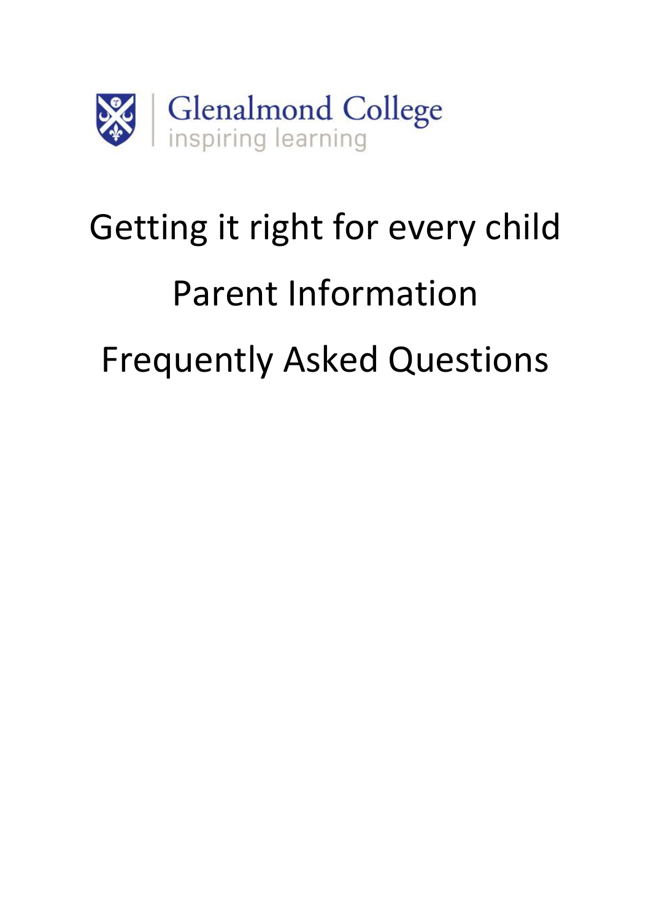Glenalmond College

inspiring learning

# Getting it right for every child

# Parent Information

# Frequently Asked Questions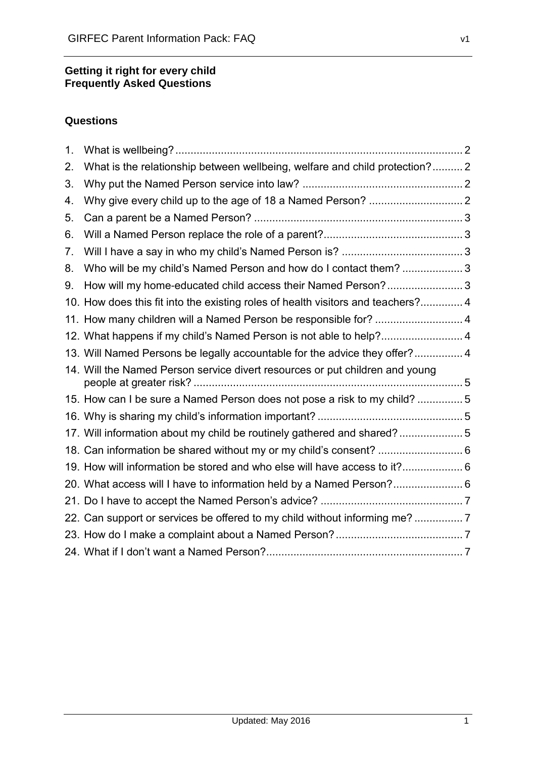**Getting it right for every child**
**Frequently Asked Questions**

## Questions

1. What is wellbeing? .......... 2
2. What is the relationship between wellbeing, welfare and child protection? .......... 2
3. Why put the Named Person service into law? .......... 2
4. Why give every child up to the age of 18 a Named Person? .......... 2
5. Can a parent be a Named Person? .......... 3
6. Will a Named Person replace the role of a parent? .......... 3
7. Will I have a say in who my child's Named Person is? .......... 3
8. Who will be my child's Named Person and how do I contact them? .......... 3
9. How will my home-educated child access their Named Person? .......... 3
10. How does this fit into the existing roles of health visitors and teachers? .......... 4
11. How many children will a Named Person be responsible for? .......... 4
12. What happens if my child's Named Person is not able to help? .......... 4
13. Will Named Persons be legally accountable for the advice they offer? .......... 4
14. Will the Named Person service divert resources or put children and young people at greater risk? .......... 5
15. How can I be sure a Named Person does not pose a risk to my child? .......... 5
16. Why is sharing my child's information important? .......... 5
17. Will information about my child be routinely gathered and shared? .......... 5
18. Can information be shared without my or my child's consent? .......... 6
19. How will information be stored and who else will have access to it? .......... 6
20. What access will I have to information held by a Named Person? .......... 6
21. Do I have to accept the Named Person's advice? .......... 7
22. Can support or services be offered to my child without informing me? .......... 7
23. How do I make a complaint about a Named Person? .......... 7
24. What if I don't want a Named Person? .......... 7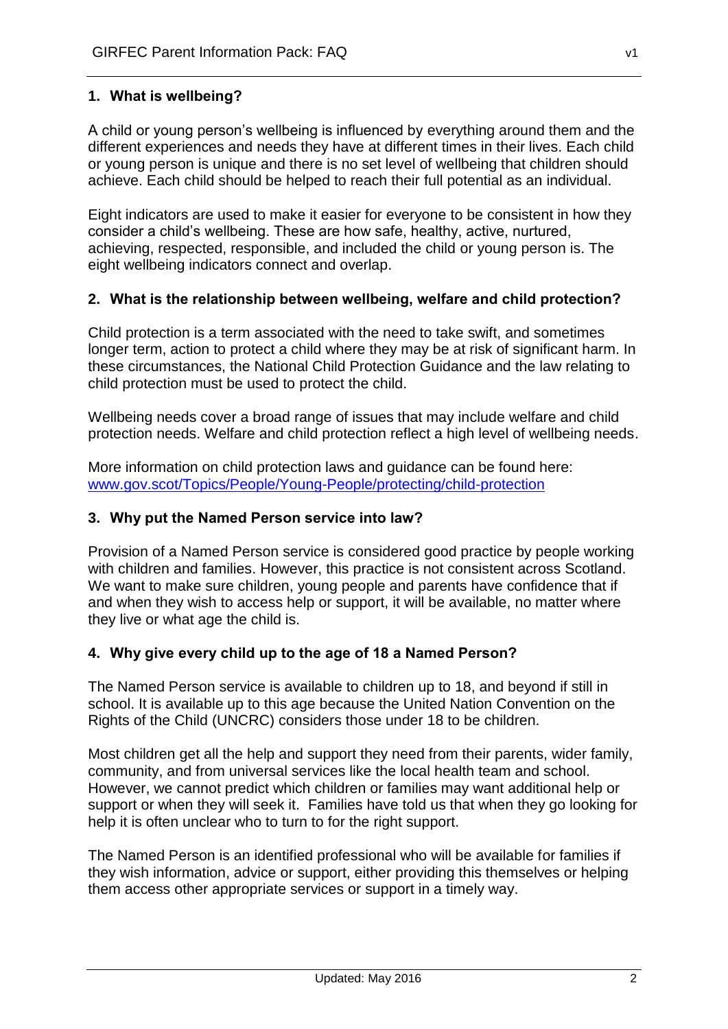## 1. What is wellbeing?

A child or young person's wellbeing is influenced by everything around them and the different experiences and needs they have at different times in their lives. Each child or young person is unique and there is no set level of wellbeing that children should achieve. Each child should be helped to reach their full potential as an individual.

Eight indicators are used to make it easier for everyone to be consistent in how they consider a child's wellbeing. These are how safe, healthy, active, nurtured, achieving, respected, responsible, and included the child or young person is. The eight wellbeing indicators connect and overlap.

## 2. What is the relationship between wellbeing, welfare and child protection?

Child protection is a term associated with the need to take swift, and sometimes longer term, action to protect a child where they may be at risk of significant harm. In these circumstances, the National Child Protection Guidance and the law relating to child protection must be used to protect the child.

Wellbeing needs cover a broad range of issues that may include welfare and child protection needs. Welfare and child protection reflect a high level of wellbeing needs.

More information on child protection laws and guidance can be found here: [www.gov.scot/Topics/People/Young-People/protecting/child-protection](http://www.gov.scot/Topics/People/Young-People/protecting/child-protection)

## 3. Why put the Named Person service into law?

Provision of a Named Person service is considered good practice by people working with children and families. However, this practice is not consistent across Scotland. We want to make sure children, young people and parents have confidence that if and when they wish to access help or support, it will be available, no matter where they live or what age the child is.

## 4. Why give every child up to the age of 18 a Named Person?

The Named Person service is available to children up to 18, and beyond if still in school. It is available up to this age because the United Nation Convention on the Rights of the Child (UNCRC) considers those under 18 to be children.

Most children get all the help and support they need from their parents, wider family, community, and from universal services like the local health team and school. However, we cannot predict which children or families may want additional help or support or when they will seek it. Families have told us that when they go looking for help it is often unclear who to turn to for the right support.

The Named Person is an identified professional who will be available for families if they wish information, advice or support, either providing this themselves or helping them access other appropriate services or support in a timely way.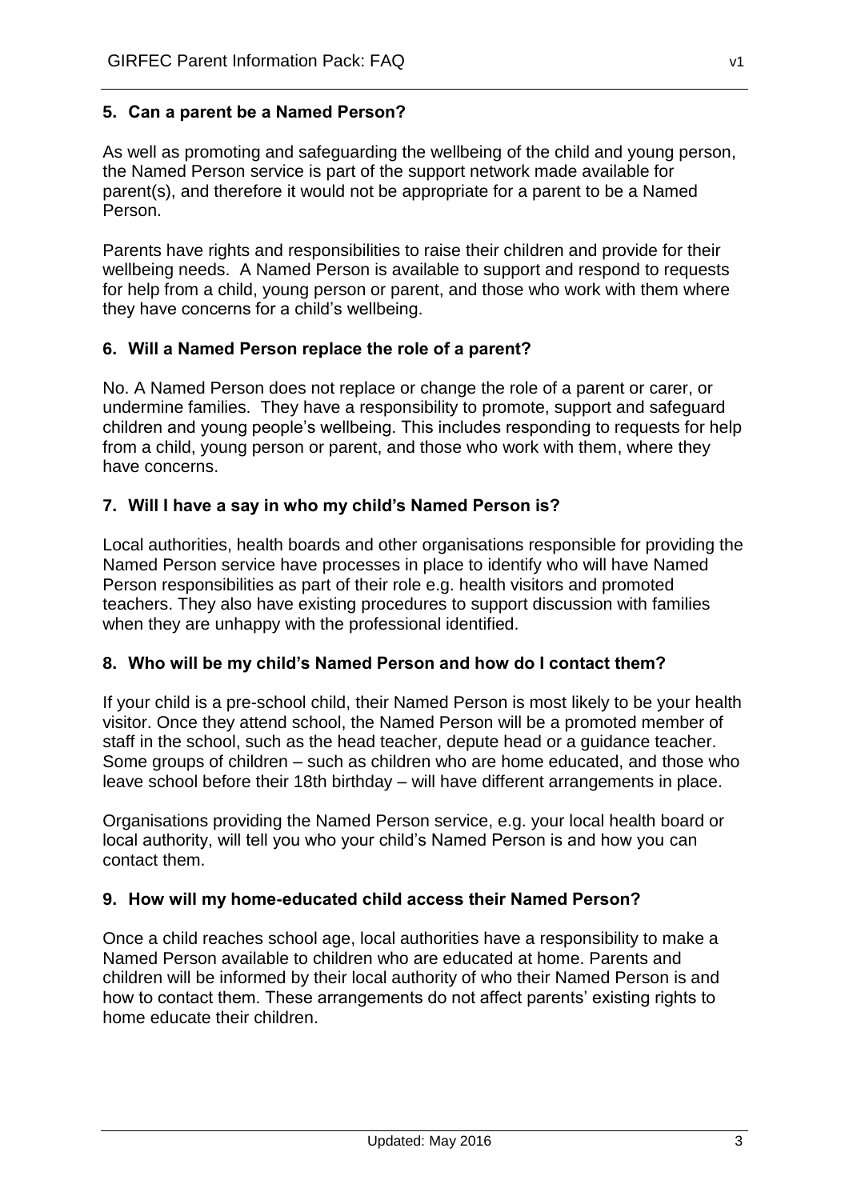### 5. Can a parent be a Named Person?

As well as promoting and safeguarding the wellbeing of the child and young person, the Named Person service is part of the support network made available for parent(s), and therefore it would not be appropriate for a parent to be a Named Person.

Parents have rights and responsibilities to raise their children and provide for their wellbeing needs. A Named Person is available to support and respond to requests for help from a child, young person or parent, and those who work with them where they have concerns for a child's wellbeing.

### 6. Will a Named Person replace the role of a parent?

No. A Named Person does not replace or change the role of a parent or carer, or undermine families. They have a responsibility to promote, support and safeguard children and young people's wellbeing. This includes responding to requests for help from a child, young person or parent, and those who work with them, where they have concerns.

### 7. Will I have a say in who my child's Named Person is?

Local authorities, health boards and other organisations responsible for providing the Named Person service have processes in place to identify who will have Named Person responsibilities as part of their role e.g. health visitors and promoted teachers. They also have existing procedures to support discussion with families when they are unhappy with the professional identified.

### 8. Who will be my child's Named Person and how do I contact them?

If your child is a pre-school child, their Named Person is most likely to be your health visitor. Once they attend school, the Named Person will be a promoted member of staff in the school, such as the head teacher, depute head or a guidance teacher. Some groups of children – such as children who are home educated, and those who leave school before their 18th birthday – will have different arrangements in place.

Organisations providing the Named Person service, e.g. your local health board or local authority, will tell you who your child's Named Person is and how you can contact them.

### 9. How will my home-educated child access their Named Person?

Once a child reaches school age, local authorities have a responsibility to make a Named Person available to children who are educated at home. Parents and children will be informed by their local authority of who their Named Person is and how to contact them. These arrangements do not affect parents' existing rights to home educate their children.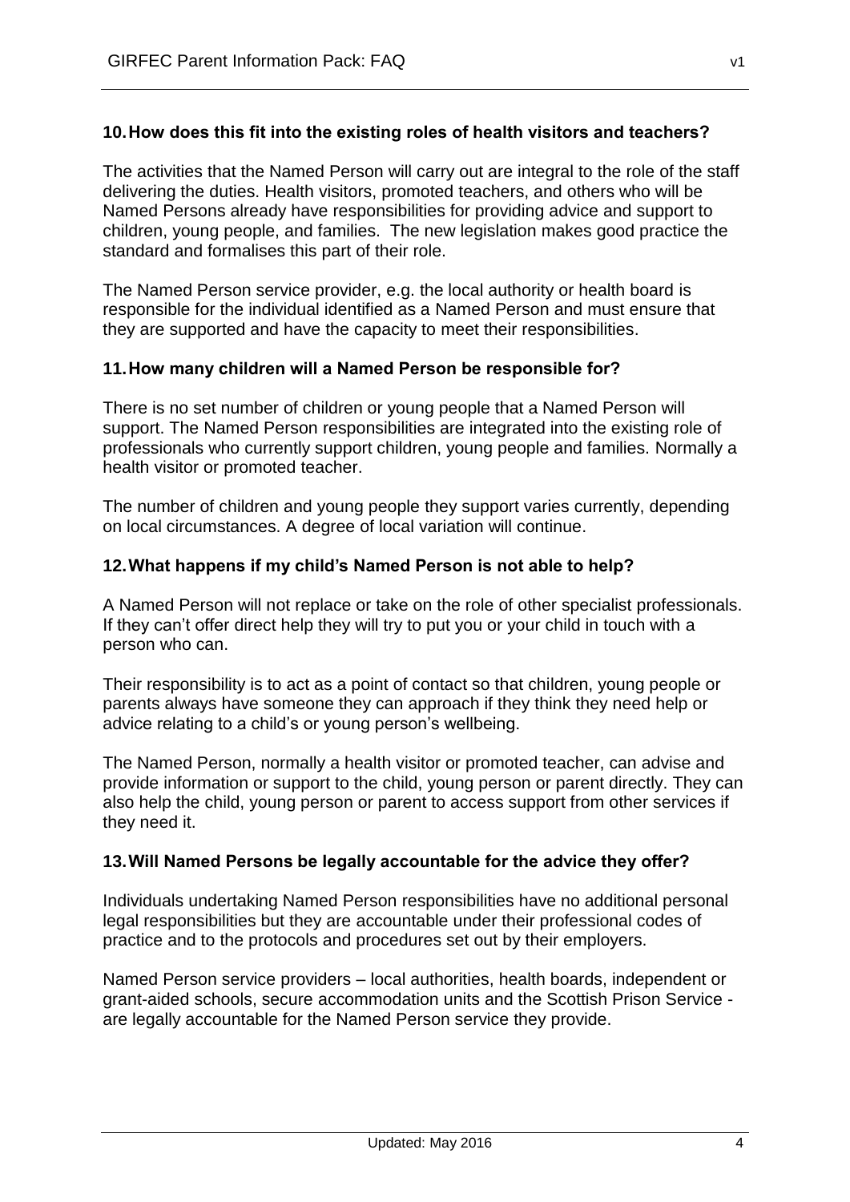### 10. How does this fit into the existing roles of health visitors and teachers?

The activities that the Named Person will carry out are integral to the role of the staff delivering the duties. Health visitors, promoted teachers, and others who will be Named Persons already have responsibilities for providing advice and support to children, young people, and families. The new legislation makes good practice the standard and formalises this part of their role.

The Named Person service provider, e.g. the local authority or health board is responsible for the individual identified as a Named Person and must ensure that they are supported and have the capacity to meet their responsibilities.

### 11. How many children will a Named Person be responsible for?

There is no set number of children or young people that a Named Person will support. The Named Person responsibilities are integrated into the existing role of professionals who currently support children, young people and families. Normally a health visitor or promoted teacher.

The number of children and young people they support varies currently, depending on local circumstances. A degree of local variation will continue.

### 12. What happens if my child's Named Person is not able to help?

A Named Person will not replace or take on the role of other specialist professionals. If they can't offer direct help they will try to put you or your child in touch with a person who can.

Their responsibility is to act as a point of contact so that children, young people or parents always have someone they can approach if they think they need help or advice relating to a child's or young person's wellbeing.

The Named Person, normally a health visitor or promoted teacher, can advise and provide information or support to the child, young person or parent directly. They can also help the child, young person or parent to access support from other services if they need it.

### 13. Will Named Persons be legally accountable for the advice they offer?

Individuals undertaking Named Person responsibilities have no additional personal legal responsibilities but they are accountable under their professional codes of practice and to the protocols and procedures set out by their employers.

Named Person service providers – local authorities, health boards, independent or grant-aided schools, secure accommodation units and the Scottish Prison Service - are legally accountable for the Named Person service they provide.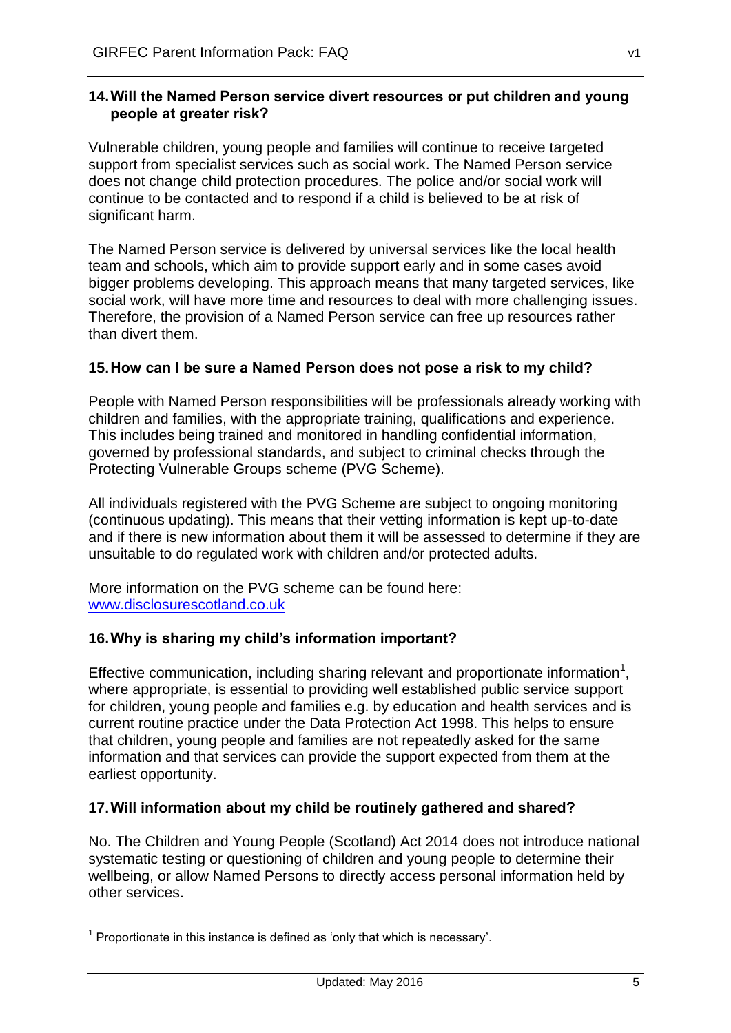### 14. Will the Named Person service divert resources or put children and young people at greater risk?

Vulnerable children, young people and families will continue to receive targeted support from specialist services such as social work. The Named Person service does not change child protection procedures. The police and/or social work will continue to be contacted and to respond if a child is believed to be at risk of significant harm.

The Named Person service is delivered by universal services like the local health team and schools, which aim to provide support early and in some cases avoid bigger problems developing. This approach means that many targeted services, like social work, will have more time and resources to deal with more challenging issues. Therefore, the provision of a Named Person service can free up resources rather than divert them.

### 15. How can I be sure a Named Person does not pose a risk to my child?

People with Named Person responsibilities will be professionals already working with children and families, with the appropriate training, qualifications and experience. This includes being trained and monitored in handling confidential information, governed by professional standards, and subject to criminal checks through the Protecting Vulnerable Groups scheme (PVG Scheme).

All individuals registered with the PVG Scheme are subject to ongoing monitoring (continuous updating). This means that their vetting information is kept up-to-date and if there is new information about them it will be assessed to determine if they are unsuitable to do regulated work with children and/or protected adults.

More information on the PVG scheme can be found here: [www.disclosurescotland.co.uk](http://www.disclosurescotland.co.uk)

### 16. Why is sharing my child's information important?

Effective communication, including sharing relevant and proportionate information[1], where appropriate, is essential to providing well established public service support for children, young people and families e.g. by education and health services and is current routine practice under the Data Protection Act 1998. This helps to ensure that children, young people and families are not repeatedly asked for the same information and that services can provide the support expected from them at the earliest opportunity.

### 17. Will information about my child be routinely gathered and shared?

No. The Children and Young People (Scotland) Act 2014 does not introduce national systematic testing or questioning of children and young people to determine their wellbeing, or allow Named Persons to directly access personal information held by other services.

[1] Proportionate in this instance is defined as 'only that which is necessary'.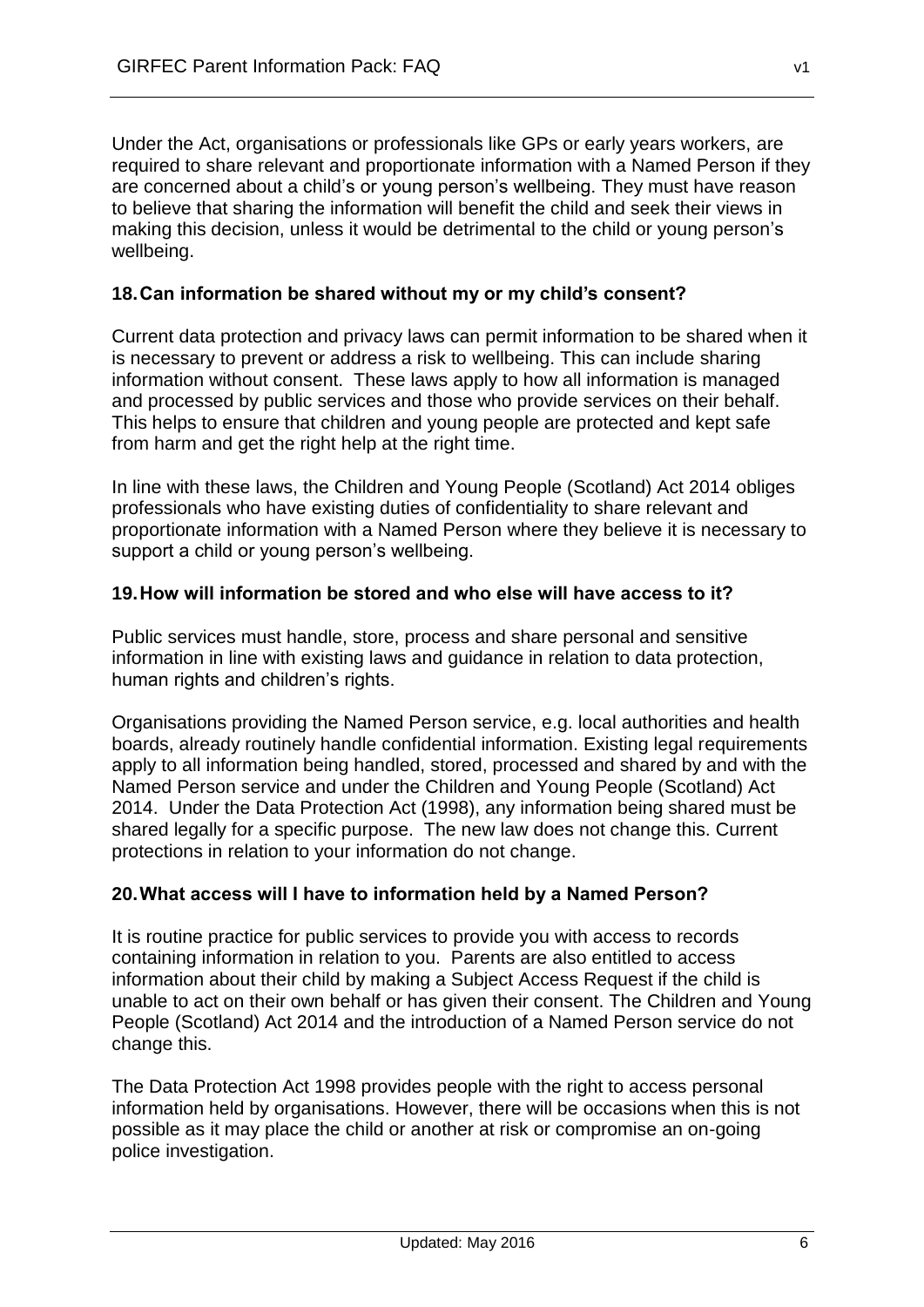Under the Act, organisations or professionals like GPs or early years workers, are required to share relevant and proportionate information with a Named Person if they are concerned about a child's or young person's wellbeing. They must have reason to believe that sharing the information will benefit the child and seek their views in making this decision, unless it would be detrimental to the child or young person's wellbeing.

### 18. Can information be shared without my or my child's consent?

Current data protection and privacy laws can permit information to be shared when it is necessary to prevent or address a risk to wellbeing. This can include sharing information without consent. These laws apply to how all information is managed and processed by public services and those who provide services on their behalf. This helps to ensure that children and young people are protected and kept safe from harm and get the right help at the right time.

In line with these laws, the Children and Young People (Scotland) Act 2014 obliges professionals who have existing duties of confidentiality to share relevant and proportionate information with a Named Person where they believe it is necessary to support a child or young person's wellbeing.

### 19. How will information be stored and who else will have access to it?

Public services must handle, store, process and share personal and sensitive information in line with existing laws and guidance in relation to data protection, human rights and children's rights.

Organisations providing the Named Person service, e.g. local authorities and health boards, already routinely handle confidential information. Existing legal requirements apply to all information being handled, stored, processed and shared by and with the Named Person service and under the Children and Young People (Scotland) Act 2014. Under the Data Protection Act (1998), any information being shared must be shared legally for a specific purpose. The new law does not change this. Current protections in relation to your information do not change.

### 20. What access will I have to information held by a Named Person?

It is routine practice for public services to provide you with access to records containing information in relation to you. Parents are also entitled to access information about their child by making a Subject Access Request if the child is unable to act on their own behalf or has given their consent. The Children and Young People (Scotland) Act 2014 and the introduction of a Named Person service do not change this.

The Data Protection Act 1998 provides people with the right to access personal information held by organisations. However, there will be occasions when this is not possible as it may place the child or another at risk or compromise an on-going police investigation.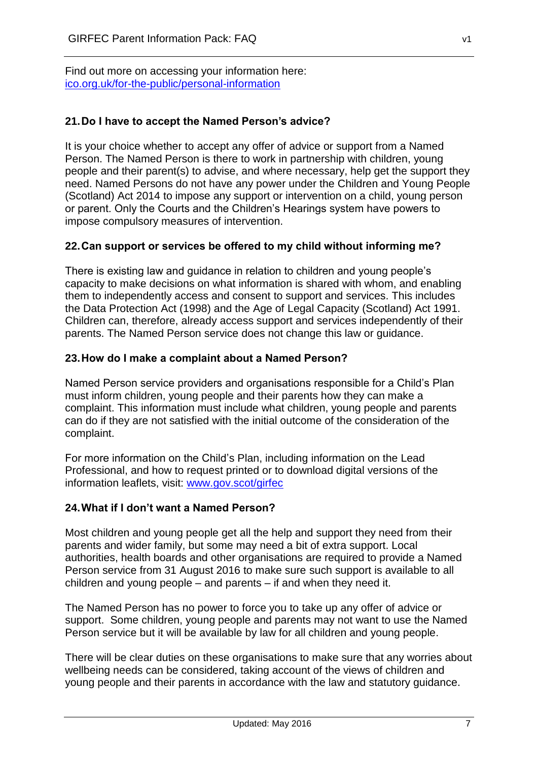Find out more on accessing your information here: [ico.org.uk/for-the-public/personal-information](ico.org.uk/for-the-public/personal-information)

### 21. Do I have to accept the Named Person's advice?

It is your choice whether to accept any offer of advice or support from a Named Person. The Named Person is there to work in partnership with children, young people and their parent(s) to advise, and where necessary, help get the support they need. Named Persons do not have any power under the Children and Young People (Scotland) Act 2014 to impose any support or intervention on a child, young person or parent. Only the Courts and the Children's Hearings system have powers to impose compulsory measures of intervention.

### 22. Can support or services be offered to my child without informing me?

There is existing law and guidance in relation to children and young people's capacity to make decisions on what information is shared with whom, and enabling them to independently access and consent to support and services. This includes the Data Protection Act (1998) and the Age of Legal Capacity (Scotland) Act 1991. Children can, therefore, already access support and services independently of their parents. The Named Person service does not change this law or guidance.

### 23. How do I make a complaint about a Named Person?

Named Person service providers and organisations responsible for a Child's Plan must inform children, young people and their parents how they can make a complaint. This information must include what children, young people and parents can do if they are not satisfied with the initial outcome of the consideration of the complaint.

For more information on the Child's Plan, including information on the Lead Professional, and how to request printed or to download digital versions of the information leaflets, visit: [www.gov.scot/girfec](www.gov.scot/girfec)

### 24. What if I don't want a Named Person?

Most children and young people get all the help and support they need from their parents and wider family, but some may need a bit of extra support. Local authorities, health boards and other organisations are required to provide a Named Person service from 31 August 2016 to make sure such support is available to all children and young people – and parents – if and when they need it.

The Named Person has no power to force you to take up any offer of advice or support. Some children, young people and parents may not want to use the Named Person service but it will be available by law for all children and young people.

There will be clear duties on these organisations to make sure that any worries about wellbeing needs can be considered, taking account of the views of children and young people and their parents in accordance with the law and statutory guidance.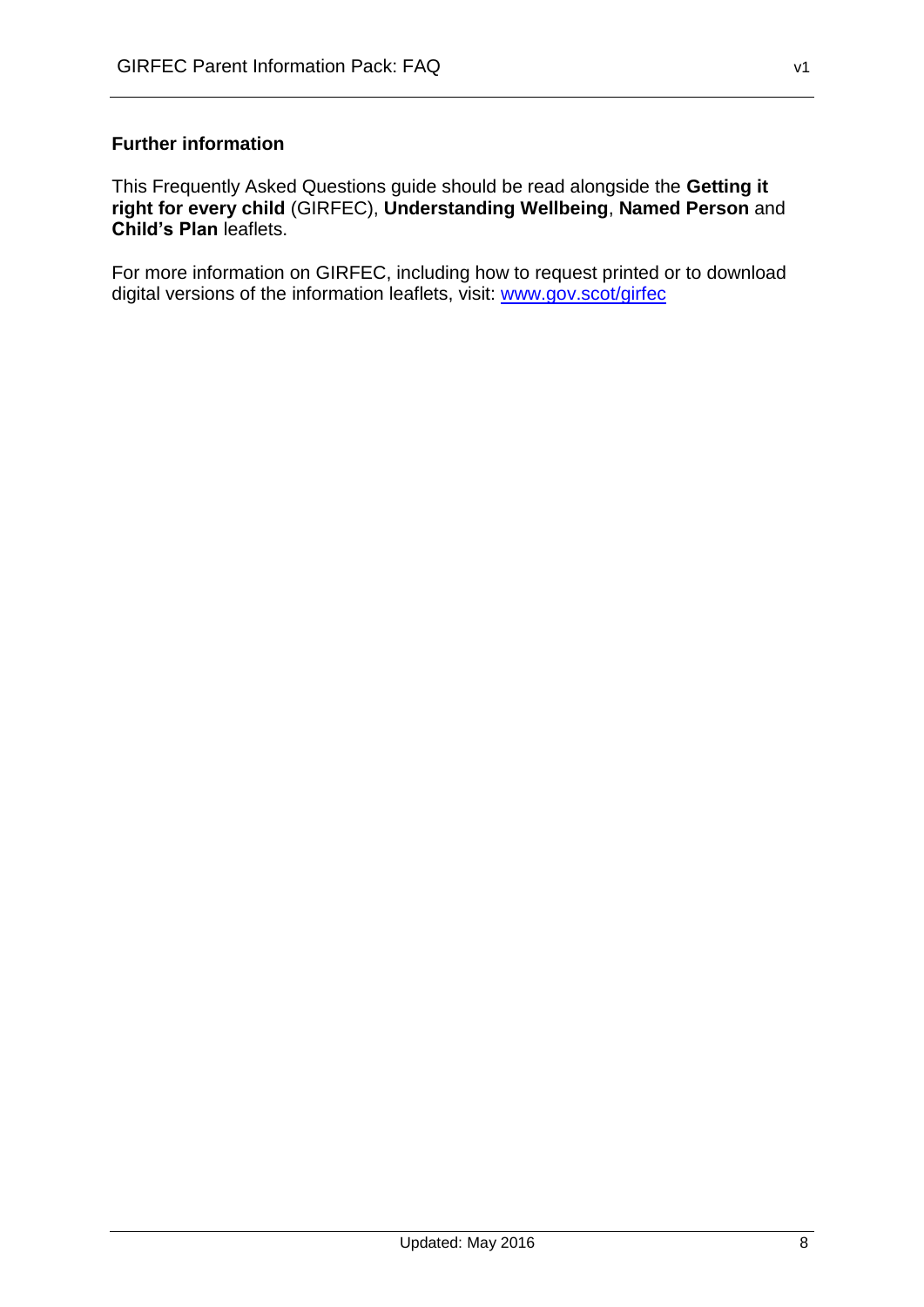## Further information

This Frequently Asked Questions guide should be read alongside the **Getting it right for every child** (GIRFEC), **Understanding Wellbeing**, **Named Person** and **Child's Plan** leaflets.

For more information on GIRFEC, including how to request printed or to download digital versions of the information leaflets, visit: www.gov.scot/girfec